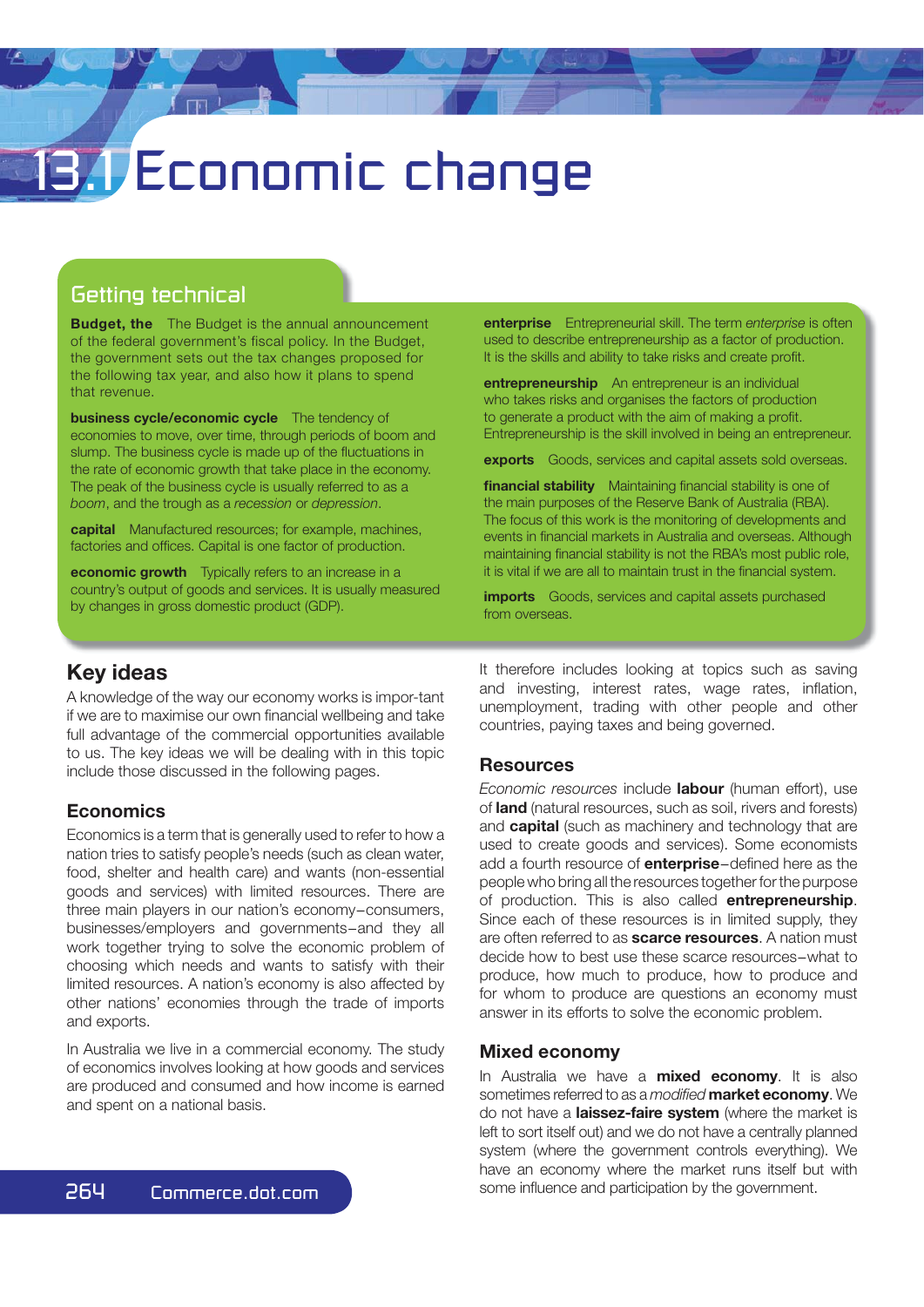# 13.1 Economic change

## Getting technical

**Budget, the** The Budget is the annual announcement of the federal government's fiscal policy. In the Budget, the government sets out the tax changes proposed for the following tax year, and also how it plans to spend that revenue.

**business cycle/economic cycle** The tendency of economies to move, over time, through periods of boom and slump. The business cycle is made up of the fluctuations in the rate of economic growth that take place in the economy. The peak of the business cycle is usually referred to as a *boom*, and the trough as a *recession* or *depression*.

**capital** Manufactured resources; for example, machines, factories and offices. Capital is one factor of production.

**economic growth** Typically refers to an increase in a country's output of goods and services. It is usually measured by changes in gross domestic product (GDP).

**enterprise** Entrepreneurial skill. The term *enterprise* is often used to describe entrepreneurship as a factor of production. It is the skills and ability to take risks and create profit.

**entrepreneurship** An entrepreneur is an individual who takes risks and organises the factors of production to generate a product with the aim of making a profit. Entrepreneurship is the skill involved in being an entrepreneur.

**exports** Goods, services and capital assets sold overseas.

**financial stability** Maintaining financial stability is one of the main purposes of the Reserve Bank of Australia (RBA). The focus of this work is the monitoring of developments and events in financial markets in Australia and overseas. Although maintaining financial stability is not the RBA's most public role, it is vital if we are all to maintain trust in the financial system.

**imports** Goods, services and capital assets purchased from overseas.

## Key ideas

A knowledge of the way our economy works is impor-tant if we are to maximise our own financial wellbeing and take full advantage of the commercial opportunities available to us. The key ideas we will be dealing with in this topic include those discussed in the following pages.

### Economics

Economics is a term that is generally used to refer to how a nation tries to satisfy people's needs (such as clean water, food, shelter and health care) and wants (non-essential goods and services) with limited resources. There are three main players in our nation's economy—consumers, businesses/employers and governments—and they all work together trying to solve the economic problem of choosing which needs and wants to satisfy with their limited resources. A nation's economy is also affected by other nations' economies through the trade of imports and exports.

In Australia we live in a commercial economy. The study of economics involves looking at how goods and services are produced and consumed and how income is earned and spent on a national basis. It therefore includes looking at topics such as saving and investing, interest rates, wage rates, inflation, unemployment, trading with other people and other countries, paying taxes and being governed.

### Resources

*Economic resources* include **labour** (human effort), use of **land** (natural resources, such as soil, rivers and forests) and **capital** (such as machinery and technology that are used to create goods and services). Some economists add a fourth resource of **enterprise**—defined here as the people who bring all the resources together for the purpose of production. This is also called **entrepreneurship**. Since each of these resources is in limited supply, they are often referred to as **scarce resources**. A nation must decide how to best use these scarce resources—what to produce, how much to produce, how to produce and for whom to produce are questions an economy must answer in its efforts to solve the economic problem.

### Mixed economy

In Australia we have a **mixed economy**. It is also sometimes referred to as a *modified* **market economy**. We do not have a **laissez-faire system** (where the market is left to sort itself out) and we do not have a centrally planned system (where the government controls everything). We have an economy where the market runs itself but with some influence and participation by the government.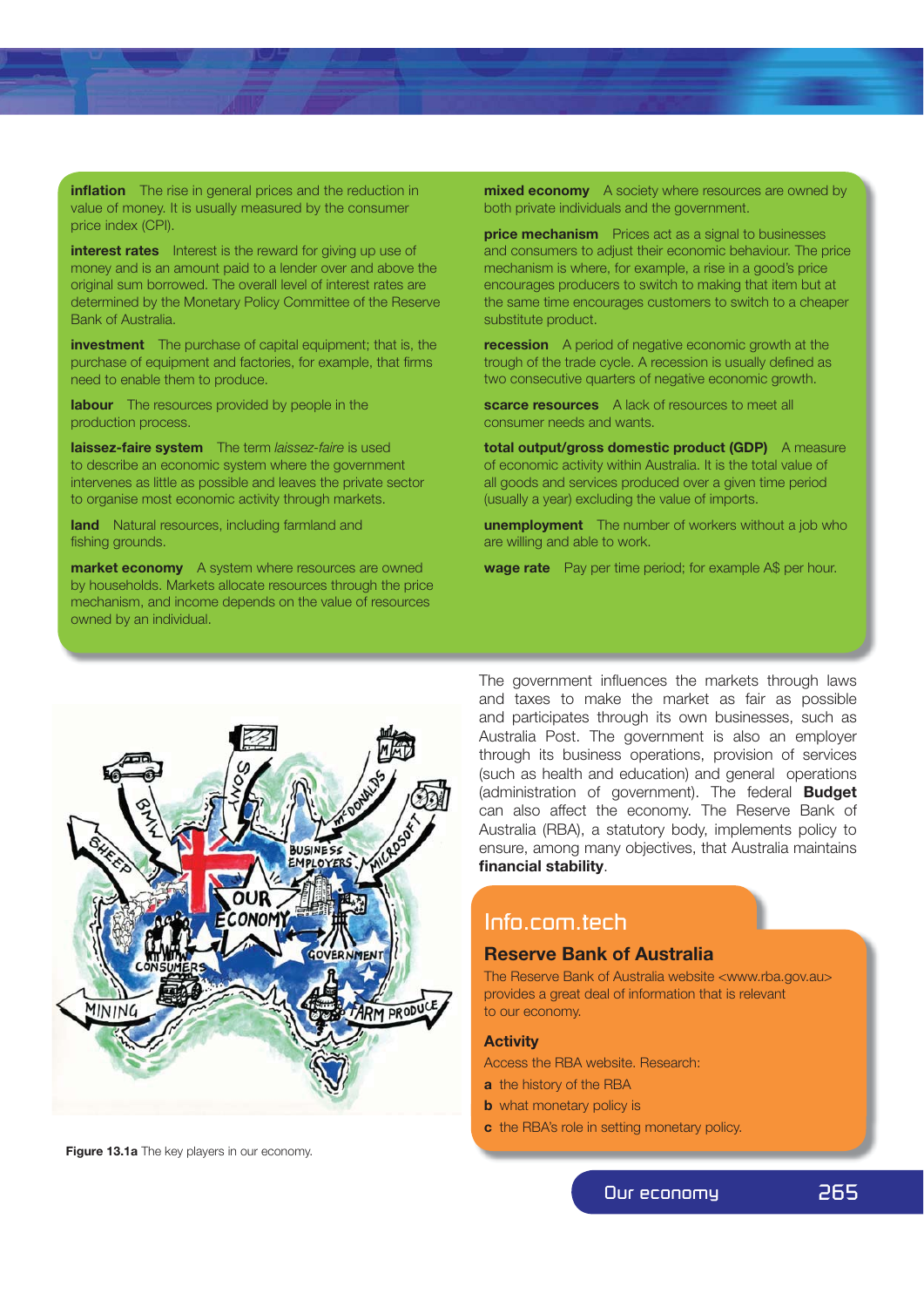**inflation** The rise in general prices and the reduction in value of money. It is usually measured by the consumer price index (CPI).

**interest rates** Interest is the reward for giving up use of money and is an amount paid to a lender over and above the original sum borrowed. The overall level of interest rates are determined by the Monetary Policy Committee of the Reserve Bank of Australia.

**investment** The purchase of capital equipment; that is, the purchase of equipment and factories, for example, that firms need to enable them to produce.

**labour** The resources provided by people in the production process.

**laissez-faire system** The term *laissez-faire* is used to describe an economic system where the government intervenes as little as possible and leaves the private sector to organise most economic activity through markets.

**land** Natural resources, including farmland and fishing grounds.

**market economy** A system where resources are owned by households. Markets allocate resources through the price mechanism, and income depends on the value of resources owned by an individual.

**mixed economy** A society where resources are owned by both private individuals and the government.

**price mechanism** Prices act as a signal to businesses and consumers to adjust their economic behaviour. The price mechanism is where, for example, a rise in a good's price encourages producers to switch to making that item but at the same time encourages customers to switch to a cheaper substitute product.

**recession** A period of negative economic growth at the trough of the trade cycle. A recession is usually defined as two consecutive quarters of negative economic growth.

**scarce resources** A lack of resources to meet all consumer needs and wants.

**total output/gross domestic product (GDP)** A measure of economic activity within Australia. It is the total value of all goods and services produced over a given time period (usually a year) excluding the value of imports.

**unemployment** The number of workers without a job who are willing and able to work.

**wage rate** Pay per time period; for example A$ per hour.

**Figure 13.1a** The key players in our economy.

The government influences the markets through laws and taxes to make the market as fair as possible and participates through its own businesses, such as Australia Post. The government is also an employer through its business operations, provision of services (such as health and education) and general operations (administration of government). The federal **Budget** can also affect the economy. The Reserve Bank of Australia (RBA), a statutory body, implements policy to ensure, among many objectives, that Australia maintains **financial stability**.

## Info.com.tech

### Reserve Bank of Australia

The Reserve Bank of Australia website <www.rba.gov.au> provides a great deal of information that is relevant to our economy.

#### Activity

Access the RBA website. Research:

**a** the history of the RBA

**b** what monetary policy is

**c** the RBA's role in setting monetary policy.